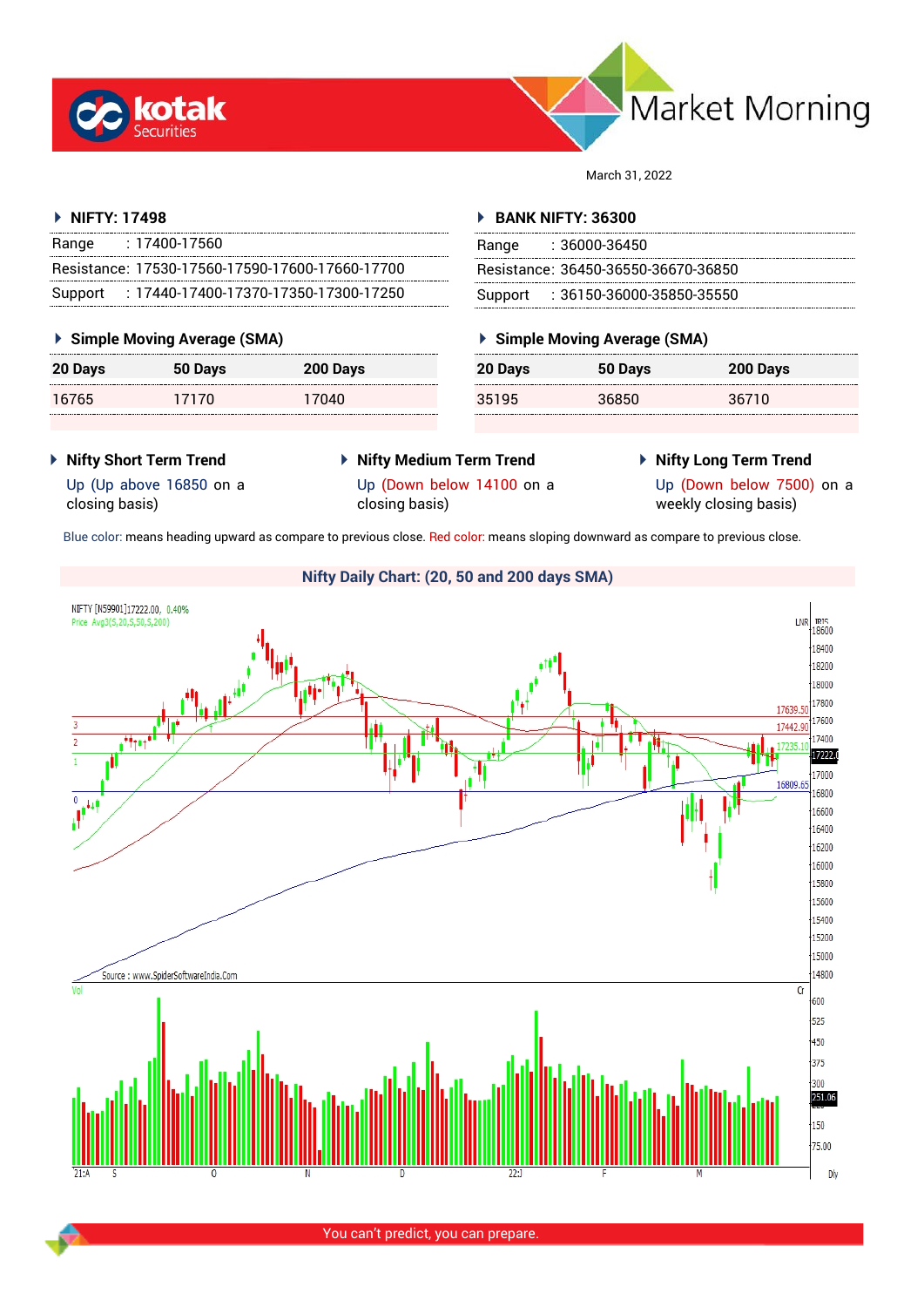# Market Morning

March 31, 2022

### NIFTY: 17498

| | |
|---|---|
| Range | : 17400-17560 |
| Resistance: | 17530-17560-17590-17600-17660-17700 |
| Support | : 17440-17400-17370-17350-17300-17250 |

### Simple Moving Average (SMA)

| 20 Days | 50 Days | 200 Days |
|---|---|---|
| 16765 | 17170 | 17040 |

### BANK NIFTY: 36300

| | |
|---|---|
| Range | : 36000-36450 |
| Resistance: | 36450-36550-36670-36850 |
| Support | : 36150-36000-35850-35550 |

### Simple Moving Average (SMA)

| 20 Days | 50 Days | 200 Days |
|---|---|---|
| 35195 | 36850 | 36710 |

### Nifty Short Term Trend

Up (Up above 16850 on a closing basis)

### Nifty Medium Term Trend

Up (Down below 14100 on a closing basis)

### Nifty Long Term Trend

Up (Down below 7500) on a weekly closing basis)

Blue color: means heading upward as compare to previous close. Red color: means sloping downward as compare to previous close.

### Nifty Daily Chart: (20, 50 and 200 days SMA)

Source : www.SpiderSoftwareIndia.Com

You can't predict, you can prepare.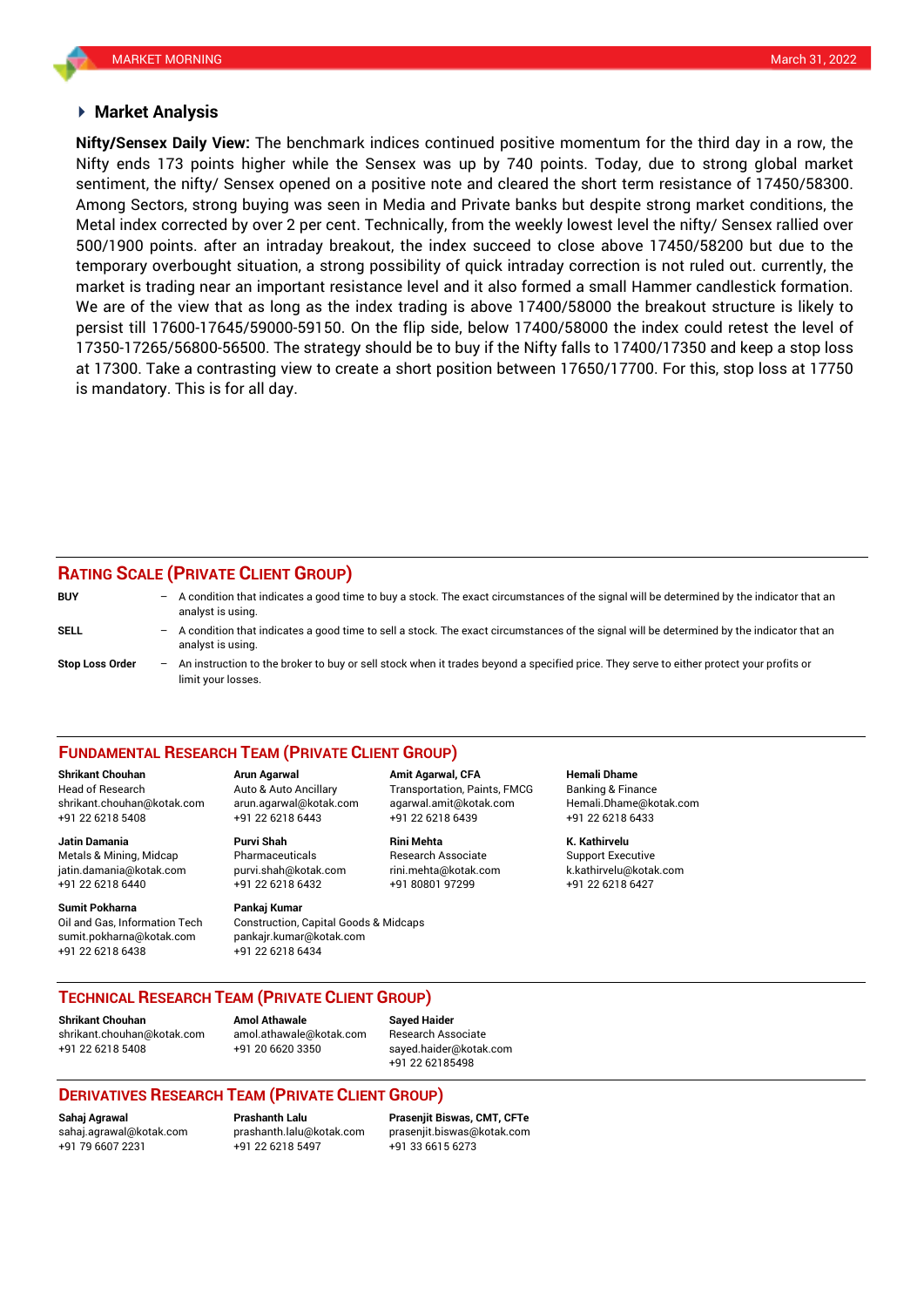## Market Analysis

**Nifty/Sensex Daily View:** The benchmark indices continued positive momentum for the third day in a row, the Nifty ends 173 points higher while the Sensex was up by 740 points. Today, due to strong global market sentiment, the nifty/ Sensex opened on a positive note and cleared the short term resistance of 17450/58300. Among Sectors, strong buying was seen in Media and Private banks but despite strong market conditions, the Metal index corrected by over 2 per cent. Technically, from the weekly lowest level the nifty/ Sensex rallied over 500/1900 points. after an intraday breakout, the index succeed to close above 17450/58200 but due to the temporary overbought situation, a strong possibility of quick intraday correction is not ruled out. currently, the market is trading near an important resistance level and it also formed a small Hammer candlestick formation. We are of the view that as long as the index trading is above 17400/58000 the breakout structure is likely to persist till 17600-17645/59000-59150. On the flip side, below 17400/58000 the index could retest the level of 17350-17265/56800-56500. The strategy should be to buy if the Nifty falls to 17400/17350 and keep a stop loss at 17300. Take a contrasting view to create a short position between 17650/17700. For this, stop loss at 17750 is mandatory. This is for all day.

## RATING SCALE (PRIVATE CLIENT GROUP)

**BUY** – A condition that indicates a good time to buy a stock. The exact circumstances of the signal will be determined by the indicator that an analyst is using.

**SELL** – A condition that indicates a good time to sell a stock. The exact circumstances of the signal will be determined by the indicator that an analyst is using.

**Stop Loss Order** – An instruction to the broker to buy or sell stock when it trades beyond a specified price. They serve to either protect your profits or limit your losses.

## FUNDAMENTAL RESEARCH TEAM (PRIVATE CLIENT GROUP)

**Shrikant Chouhan**
Head of Research
shrikant.chouhan@kotak.com
+91 22 6218 5408

**Arun Agarwal**
Auto & Auto Ancillary
arun.agarwal@kotak.com
+91 22 6218 6443

**Amit Agarwal, CFA**
Transportation, Paints, FMCG
agarwal.amit@kotak.com
+91 22 6218 6439

**Hemali Dhame**
Banking & Finance
Hemali.Dhame@kotak.com
+91 22 6218 6433

**Jatin Damania**
Metals & Mining, Midcap
jatin.damania@kotak.com
+91 22 6218 6440

**Purvi Shah**
Pharmaceuticals
purvi.shah@kotak.com
+91 22 6218 6432

**Rini Mehta**
Research Associate
rini.mehta@kotak.com
+91 80801 97299

**K. Kathirvelu**
Support Executive
k.kathirvelu@kotak.com
+91 22 6218 6427

**Sumit Pokharna**
Oil and Gas, Information Tech
sumit.pokharna@kotak.com
+91 22 6218 6438

**Pankaj Kumar**
Construction, Capital Goods & Midcaps
pankajr.kumar@kotak.com
+91 22 6218 6434

## TECHNICAL RESEARCH TEAM (PRIVATE CLIENT GROUP)

**Shrikant Chouhan**
shrikant.chouhan@kotak.com
+91 22 6218 5408

**Amol Athawale**
amol.athawale@kotak.com
+91 20 6620 3350

**Sayed Haider**
Research Associate
sayed.haider@kotak.com
+91 22 62185498

## DERIVATIVES RESEARCH TEAM (PRIVATE CLIENT GROUP)

**Sahaj Agrawal**
sahaj.agrawal@kotak.com
+91 79 6607 2231

**Prashanth Lalu**
prashanth.lalu@kotak.com
+91 22 6218 5497

**Prasenjit Biswas, CMT, CFTe**
prasenjit.biswas@kotak.com
+91 33 6615 6273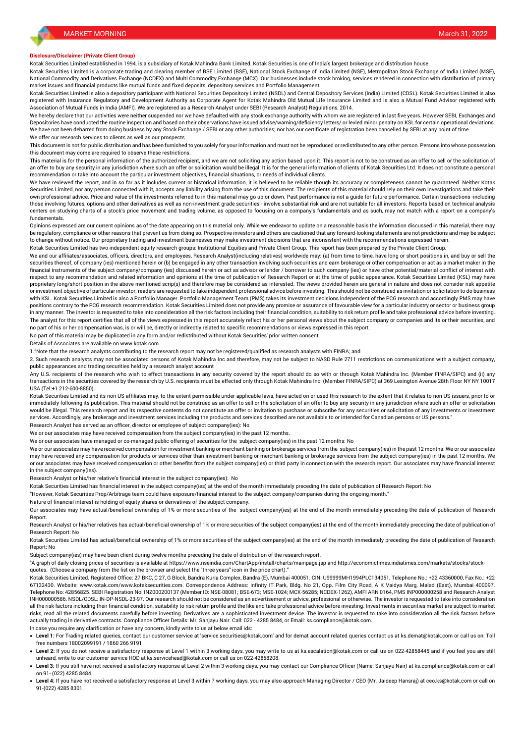### Disclosure/Disclaimer (Private Client Group)

Kotak Securities Limited established in 1994, is a subsidiary of Kotak Mahindra Bank Limited. Kotak Securities is one of India's largest brokerage and distribution house.

Kotak Securities Limited is a corporate trading and clearing member of BSE Limited (BSE), National Stock Exchange of India Limited (NSE), Metropolitan Stock Exchange of India Limited (MSE), National Commodity and Derivatives Exchange (NCDEX) and Multi Commodity Exchange (MCX). Our businesses include stock broking, services rendered in connection with distribution of primary market issues and financial products like mutual funds and fixed deposits, depository services and Portfolio Management.

Kotak Securities Limited is also a depository participant with National Securities Depository Limited (NSDL) and Central Depository Services (India) Limited (CDSL). Kotak Securities Limited is also registered with Insurance Regulatory and Development Authority as Corporate Agent for Kotak Mahindra Old Mutual Life Insurance Limited and is also a Mutual Fund Advisor registered with Association of Mutual Funds in India (AMFI). We are registered as a Research Analyst under SEBI (Research Analyst) Regulations, 2014.

We hereby declare that our activities were neither suspended nor we have defaulted with any stock exchange authority with whom we are registered in last five years. However SEBI, Exchanges and Depositories have conducted the routine inspection and based on their observations have issued advise/warning/deficiency letters/ or levied minor penalty on KSL for certain operational deviations. We have not been debarred from doing business by any Stock Exchange / SEBI or any other authorities; nor has our certificate of registration been cancelled by SEBI at any point of time.

We offer our research services to clients as well as our prospects.

This document is not for public distribution and has been furnished to you solely for your information and must not be reproduced or redistributed to any other person. Persons into whose possession this document may come are required to observe these restrictions.

This material is for the personal information of the authorized recipient, and we are not soliciting any action based upon it. This report is not to be construed as an offer to sell or the solicitation of an offer to buy any security in any jurisdiction where such an offer or solicitation would be illegal. It is for the general information of clients of Kotak Securities Ltd. It does not constitute a personal recommendation or take into account the particular investment objectives, financial situations, or needs of individual clients.

We have reviewed the report, and in so far as it includes current or historical information, it is believed to be reliable though its accuracy or completeness cannot be guaranteed. Neither Kotak Securities Limited, nor any person connected with it, accepts any liability arising from the use of this document. The recipients of this material should rely on their own investigations and take their own professional advice. Price and value of the investments referred to in this material may go up or down. Past performance is not a guide for future performance. Certain transactions -including those involving futures, options and other derivatives as well as non-investment grade securities - involve substantial risk and are not suitable for all investors. Reports based on technical analysis centers on studying charts of a stock's price movement and trading volume, as opposed to focusing on a company's fundamentals and as such, may not match with a report on a company's fundamentals.

Opinions expressed are our current opinions as of the date appearing on this material only. While we endeavor to update on a reasonable basis the information discussed in this material, there may be regulatory, compliance or other reasons that prevent us from doing so. Prospective investors and others are cautioned that any forward-looking statements are not predictions and may be subject to change without notice. Our proprietary trading and investment businesses may make investment decisions that are inconsistent with the recommendations expressed herein.

Kotak Securities Limited has two independent equity research groups: Institutional Equities and Private Client Group. This report has been prepared by the Private Client Group.

We and our affiliates/associates, officers, directors, and employees, Research Analyst(including relatives) worldwide may: (a) from time to time, have long or short positions in, and buy or sell the securities thereof, of company (ies) mentioned herein or (b) be engaged in any other transaction involving such securities and earn brokerage or other compensation or act as a market maker in the financial instruments of the subject company/company (ies) discussed herein or act as advisor or lender / borrower to such company (ies) or have other potential/material conflict of interest with respect to any recommendation and related information and opinions at the time of publication of Research Report or at the time of public appearance. Kotak Securities Limited (KSL) may have proprietary long/short position in the above mentioned scrip(s) and therefore may be considered as interested. The views provided herein are general in nature and does not consider risk appetite or investment objective of particular investor; readers are requested to take independent professional advice before investing. This should not be construed as invitation or solicitation to do business with KSL. Kotak Securities Limited is also a Portfolio Manager. Portfolio Management Team (PMS) takes its investment decisions independent of the PCG research and accordingly PMS may have positions contrary to the PCG research recommendation. Kotak Securities Limited does not provide any promise or assurance of favourable view for a particular industry or sector or business group in any manner. The investor is requested to take into consideration all the risk factors including their financial condition, suitability to risk return profile and take professional advice before investing.

The analyst for this report certifies that all of the views expressed in this report accurately reflect his or her personal views about the subject company or companies and its or their securities, and no part of his or her compensation was, is or will be, directly or indirectly related to specific recommendations or views expressed in this report.

No part of this material may be duplicated in any form and/or redistributed without Kotak Securities' prior written consent.

Details of Associates are available on www.kotak.com

1."Note that the research analysts contributing to the research report may not be registered/qualified as research analysts with FINRA; and

2. Such research analysts may not be associated persons of Kotak Mahindra Inc and therefore, may not be subject to NASD Rule 2711 restrictions on communications with a subject company, public appearances and trading securities held by a research analyst account

Any U.S. recipients of the research who wish to effect transactions in any security covered by the report should do so with or through Kotak Mahindra Inc. (Member FINRA/SIPC) and (ii) any transactions in the securities covered by the research by U.S. recipients must be effected only through Kotak Mahindra Inc. (Member FINRA/SIPC) at 369 Lexington Avenue 28th Floor NY NY 10017 USA (Tel:+1 212-600-8850).

Kotak Securities Limited and its non US affiliates may, to the extent permissible under applicable laws, have acted on or used this research to the extent that it relates to non US issuers, prior to or immediately following its publication. This material should not be construed as an offer to sell or the solicitation of an offer to buy any security in any jurisdiction where such an offer or solicitation would be illegal. This research report and its respective contents do not constitute an offer or invitation to purchase or subscribe for any securities or solicitation of any investments or investment services. Accordingly, any brokerage and investment services including the products and services described are not available to or intended for Canadian persons or US persons."

Research Analyst has served as an officer, director or employee of subject company(ies): No

We or our associates may have received compensation from the subject company(ies) in the past 12 months.

We or our associates have managed or co-managed public offering of securities for the subject company(ies) in the past 12 months: No

We or our associates may have received compensation for investment banking or merchant banking or brokerage services from the subject company(ies) in the past 12 months. We or our associates may have received any compensation for products or services other than investment banking or merchant banking or brokerage services from the subject company(ies) in the past 12 months. We or our associates may have received compensation or other benefits from the subject company(ies) or third party in connection with the research report. Our associates may have financial interest in the subject company(ies).

Research Analyst or his/her relative's financial interest in the subject company(ies): No

Kotak Securities Limited has financial interest in the subject company(ies) at the end of the month immediately preceding the date of publication of Research Report: No

"However, Kotak Securities Prop/Arbitrage team could have exposure/financial interest to the subject company/companies during the ongoing month."

Nature of financial interest is holding of equity shares or derivatives of the subject company.

Our associates may have actual/beneficial ownership of 1% or more securities of the subject company(ies) at the end of the month immediately preceding the date of publication of Research Report.

Research Analyst or his/her relatives has actual/beneficial ownership of 1% or more securities of the subject company(ies) at the end of the month immediately preceding the date of publication of Research Report: No

Kotak Securities Limited has actual/beneficial ownership of 1% or more securities of the subject company(ies) at the end of the month immediately preceding the date of publication of Research Report: No

Subject company(ies) may have been client during twelve months preceding the date of distribution of the research report.

"A graph of daily closing prices of securities is available at https://www.nseindia.com/ChartApp/install/charts/mainpage.jsp and http://economictimes.indiatimes.com/markets/stocks/stock-quotes. (Choose a company from the list on the browser and select the "three years" icon in the price chart)."

Kotak Securities Limited. Registered Office: 27 BKC, C 27, G Block, Bandra Kurla Complex, Bandra (E), Mumbai 400051. CIN: U99999MH1994PLC134051, Telephone No.: +22 43360000, Fax No.: +22 67132430. Website: www.kotak.com/www.kotaksecurities.com. Correspondence Address: Infinity IT Park, Bldg. No 21, Opp. Film City Road, A K Vaidya Marg, Malad (East), Mumbai 400097. Telephone No: 42856825. SEBI Registration No: INZ000200137 (Member ID: NSE-08081; BSE-673; MSE-1024; MCX-56285; NCDEX-1262), AMFI ARN 0164, PMS INP000000258 and Research Analyst INH000000586. NSDL/CDSL: IN-DP-NSDL-23-97. Our research should not be considered as an advertisement or advice, professional or otherwise. The investor is requested to take into consideration all the risk factors including their financial condition, suitability to risk return profile and the like and take professional advice before investing. Investments in securities market are subject to market risks, read all the related documents carefully before investing. Derivatives are a sophisticated investment device. The investor is requested to take into consideration all the risk factors before actually trading in derivative contracts. Compliance Officer Details: Mr. Sanjayu Nair. Call: 022 - 4285 8484, or Email: ks.compliance@kotak.com.

In case you require any clarification or have any concern, kindly write to us at below email ids:

- **Level 1:** For Trading related queries, contact our customer service at 'service.securities@kotak.com' and for demat account related queries contact us at ks.demat@kotak.com or call us on: Toll free numbers 18002099191 / 1860 266 9191
- **Level 2:** If you do not receive a satisfactory response at Level 1 within 3 working days, you may write to us at ks.escalation@kotak.com or call us on 022-42858445 and if you feel you are still unheard, write to our customer service HOD at ks.servicehead@kotak.com or call us on 022-42858208.
- **Level 3:** If you still have not received a satisfactory response at Level 2 within 3 working days, you may contact our Compliance Officer (Name: Sanjayu Nair) at ks.compliance@kotak.com or call on 91- (022) 4285 8484.
- **Level 4:** If you have not received a satisfactory response at Level 3 within 7 working days, you may also approach Managing Director / CEO (Mr. Jaideep Hansraj) at ceo.ks@kotak.com or call on 91-(022) 4285 8301.